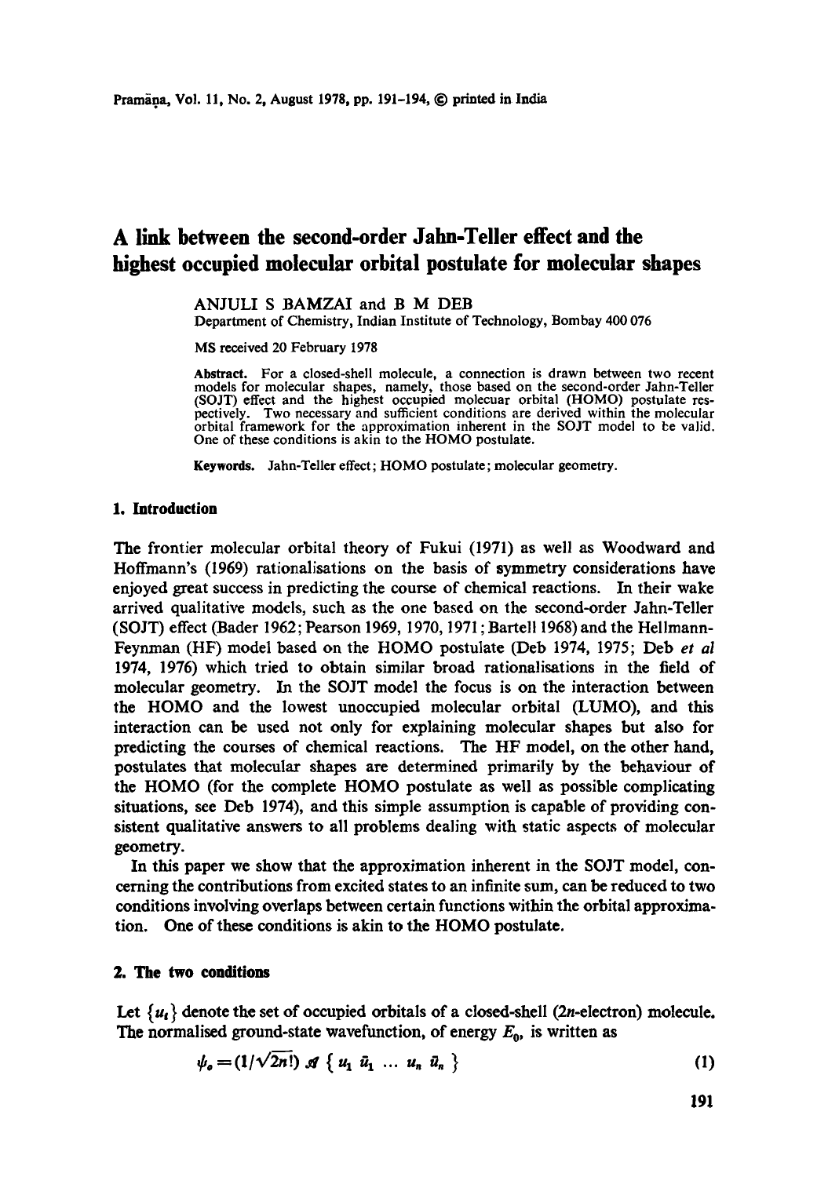# A link between the second-order Jahn-Teller effect and the highest occupied molecular orbital postulate for molecular shapes

ANJULI S BAMZAI and B M DEB
Department of Chemistry, Indian Institute of Technology, Bombay 400 076

MS received 20 February 1978

**Abstract.** For a closed-shell molecule, a connection is drawn between two recent models for molecular shapes, namely, those based on the second-order Jahn-Teller (SOJT) effect and the highest occupied molecuar orbital (HOMO) postulate respectively. Two necessary and sufficient conditions are derived within the molecular orbital framework for the approximation inherent in the SOJT model to be valid. One of these conditions is akin to the HOMO postulate.

**Keywords.** Jahn-Teller effect; HOMO postulate; molecular geometry.

## 1. Introduction

The frontier molecular orbital theory of Fukui (1971) as well as Woodward and Hoffmann's (1969) rationalisations on the basis of symmetry considerations have enjoyed great success in predicting the course of chemical reactions. In their wake arrived qualitative models, such as the one based on the second-order Jahn-Teller (SOJT) effect (Bader 1962; Pearson 1969, 1970, 1971; Bartell 1968) and the Hellmann-Feynman (HF) model based on the HOMO postulate (Deb 1974, 1975; Deb *et al* 1974, 1976) which tried to obtain similar broad rationalisations in the field of molecular geometry. In the SOJT model the focus is on the interaction between the HOMO and the lowest unoccupied molecular orbital (LUMO), and this interaction can be used not only for explaining molecular shapes but also for predicting the courses of chemical reactions. The HF model, on the other hand, postulates that molecular shapes are determined primarily by the behaviour of the HOMO (for the complete HOMO postulate as well as possible complicating situations, see Deb 1974), and this simple assumption is capable of providing consistent qualitative answers to all problems dealing with static aspects of molecular geometry.

In this paper we show that the approximation inherent in the SOJT model, concerning the contributions from excited states to an infinite sum, can be reduced to two conditions involving overlaps between certain functions within the orbital approximation. One of these conditions is akin to the HOMO postulate.

## 2. The two conditions

Let $\{u_i\}$ denote the set of occupied orbitals of a closed-shell ($2n$-electron) molecule. The normalised ground-state wavefunction, of energy $E_0$, is written as

$$\psi_o = (1/\sqrt{2n!})\, \mathscr{A}\, \{ u_1\, \bar{u}_1\, \dots\, u_n\, \bar{u}_n \} \tag{1}$$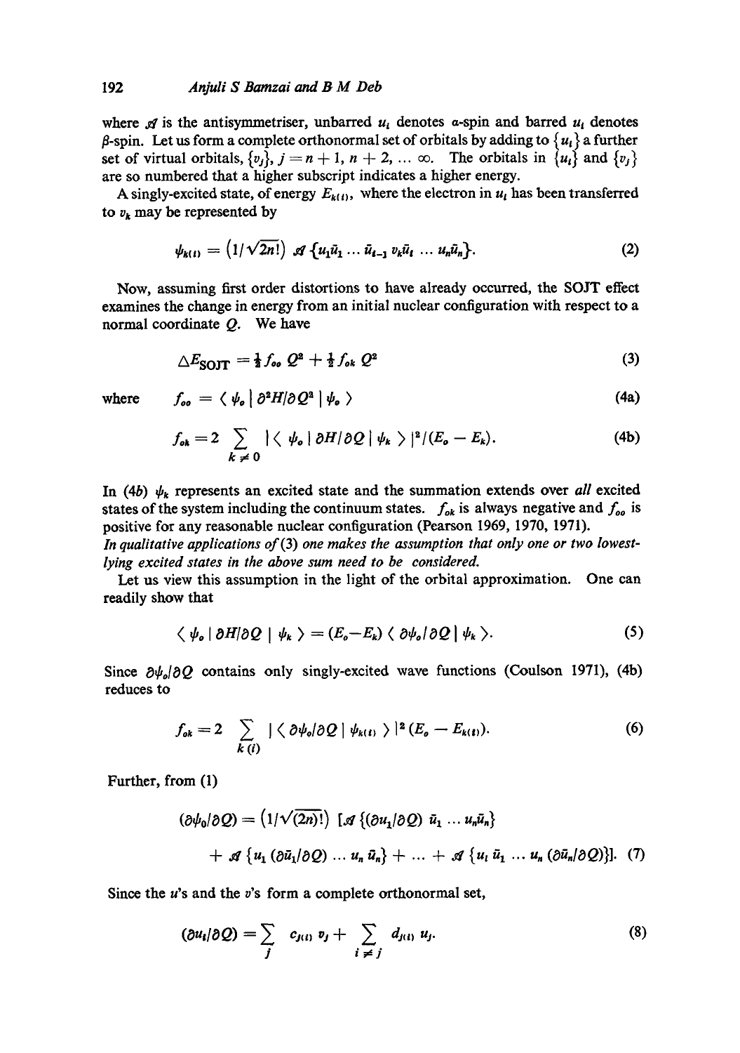where $\mathscr{A}$ is the antisymmetriser, unbarred $u_i$ denotes $\alpha$-spin and barred $u_i$ denotes $\beta$-spin. Let us form a complete orthonormal set of orbitals by adding to $\{u_i\}$ a further set of virtual orbitals, $\{v_j\}$, $j = n+1, n+2, \ldots \infty$. The orbitals in $\{u_i\}$ and $\{v_j\}$ are so numbered that a higher subscript indicates a higher energy.

A singly-excited state, of energy $E_{k(i)}$, where the electron in $u_i$ has been transferred to $v_k$ may be represented by

$$\psi_{k(i)} = \left(1/\sqrt{2n!}\right) \mathscr{A} \{u_1 \bar{u}_1 \ldots \bar{u}_{i-1} v_k \bar{u}_i \ldots u_n \bar{u}_n\}. \tag{2}$$

Now, assuming first order distortions to have already occurred, the SOJT effect examines the change in energy from an initial nuclear configuration with respect to a normal coordinate $Q$. We have

$$\triangle E_{\text{SOJT}} = \tfrac{1}{2} f_{oo}\, Q^2 + \tfrac{1}{2} f_{ok}\, Q^2 \tag{3}$$

where

$$f_{oo} = \langle \psi_o \mid \partial^2 H/\partial Q^2 \mid \psi_o \rangle \tag{4a}$$

$$f_{ok} = 2 \sum_{k \neq 0} \mid \langle \psi_o \mid \partial H/\partial Q \mid \psi_k \rangle \mid^2 / (E_o - E_k). \tag{4b}$$

In (4*b*) $\psi_k$ represents an excited state and the summation extends over *all* excited states of the system including the continuum states. $f_{ok}$ is always negative and $f_{oo}$ is positive for any reasonable nuclear configuration (Pearson 1969, 1970, 1971).

*In qualitative applications of* (3) *one makes the assumption that only one or two lowest-lying excited states in the above sum need to be considered.*

Let us view this assumption in the light of the orbital approximation. One can readily show that

$$\langle \psi_o \mid \partial H/\partial Q \mid \psi_k \rangle = (E_o - E_k) \langle \partial \psi_o/\partial Q \mid \psi_k \rangle. \tag{5}$$

Since $\partial \psi_o/\partial Q$ contains only singly-excited wave functions (Coulson 1971), (4*b*) reduces to

$$f_{ok} = 2 \sum_{k(i)} \mid \langle \partial \psi_o/\partial Q \mid \psi_{k(i)} \rangle \mid^2 (E_o - E_{k(i)}). \tag{6}$$

Further, from (1)

$$(\partial \psi_0/\partial Q) = \left(1/\sqrt{(2n)!}\right) [\mathscr{A} \{(\partial u_1/\partial Q)\, \bar{u}_1 \ldots u_n \bar{u}_n\}$$

$$+ \mathscr{A} \{u_1 (\partial \bar{u}_1/\partial Q) \ldots u_n \bar{u}_n\} + \ldots + \mathscr{A} \{u_i \bar{u}_1 \ldots u_n (\partial \bar{u}_n/\partial Q)\}]. \tag{7}$$

Since the $u$'s and the $v$'s form a complete orthonormal set,

$$(\partial u_i/\partial Q) = \sum_j c_{j(i)}\, v_j + \sum_{i \neq j} d_{j(i)}\, u_j. \tag{8}$$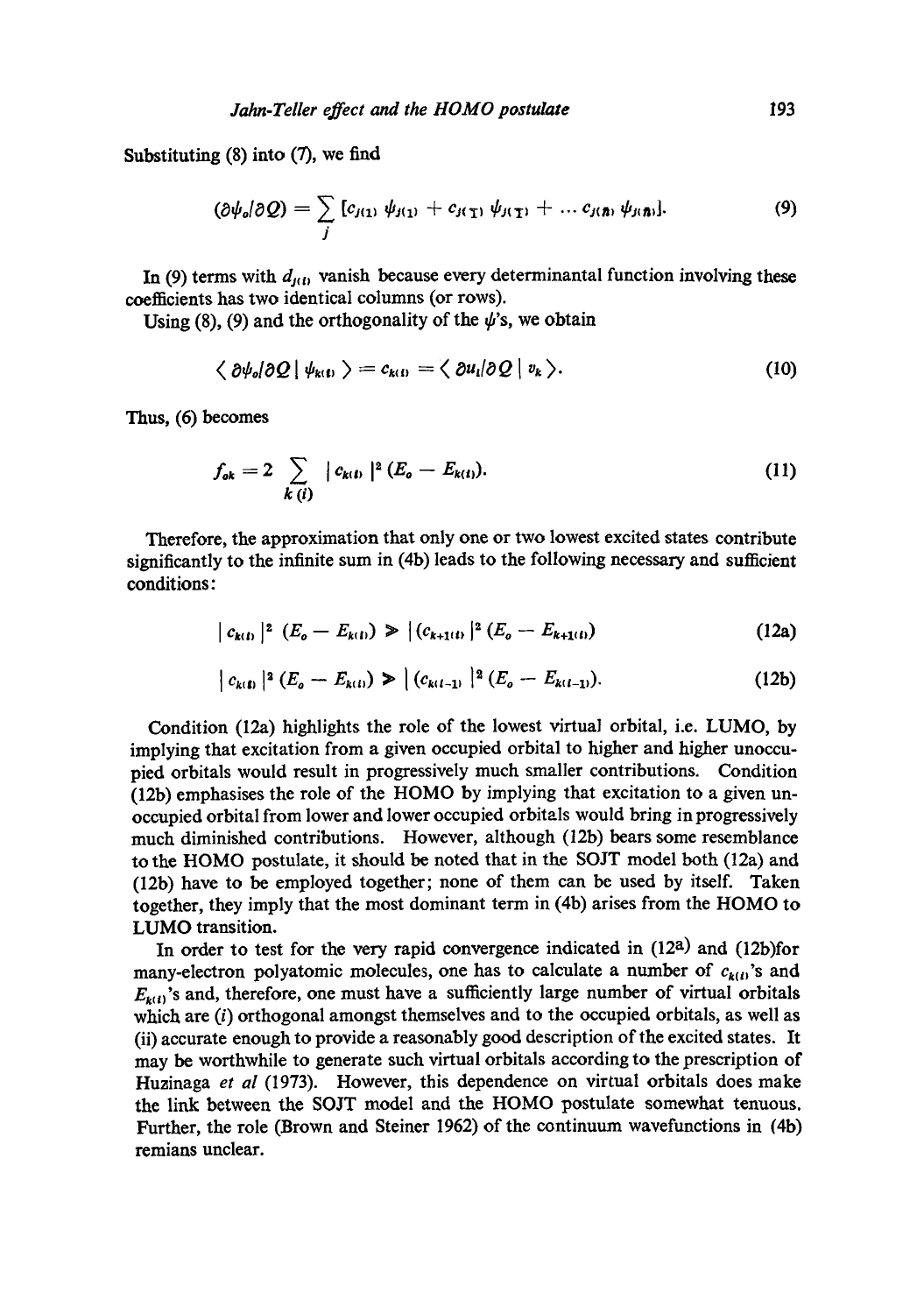Substituting (8) into (7), we find

$$(\partial \psi_o / \partial Q) = \sum_j [c_{j(1)} \psi_{j(1)} + c_{j(\bar{1})} \psi_{j(\bar{1})} + \dots c_{j(\bar{n})} \psi_{j(\bar{n})}]. \tag{9}$$

In (9) terms with $d_{j(i)}$ vanish because every determinantal function involving these coefficients has two identical columns (or rows).

Using (8), (9) and the orthogonality of the $\psi$'s, we obtain

$$\langle \partial \psi_o / \partial Q \mid \psi_{k(i)} \rangle = c_{k(i)} = \langle \partial u_i / \partial Q \mid v_k \rangle. \tag{10}$$

Thus, (6) becomes

$$f_{ok} = 2 \sum_{k(i)} | c_{k(i)} |^2 (E_o - E_{k(i)}). \tag{11}$$

Therefore, the approximation that only one or two lowest excited states contribute significantly to the infinite sum in (4b) leads to the following necessary and sufficient conditions:

$$| c_{k(i)} |^2 \ (E_o - E_{k(i)}) \gg | (c_{k+1(i)} |^2 (E_o - E_{k+1(i)}) \tag{12a}$$

$$| c_{k(i)} |^2 \ (E_o - E_{k(i)}) \gg | (c_{k(i-1)} |^2 (E_o - E_{k(i-1)}). \tag{12b}$$

Condition (12a) highlights the role of the lowest virtual orbital, i.e. LUMO, by implying that excitation from a given occupied orbital to higher and higher unoccupied orbitals would result in progressively much smaller contributions. Condition (12b) emphasises the role of the HOMO by implying that excitation to a given unoccupied orbital from lower and lower occupied orbitals would bring in progressively much diminished contributions. However, although (12b) bears some resemblance to the HOMO postulate, it should be noted that in the SOJT model both (12a) and (12b) have to be employed together; none of them can be used by itself. Taken together, they imply that the most dominant term in (4b) arises from the HOMO to LUMO transition.

In order to test for the very rapid convergence indicated in (12a) and (12b)for many-electron polyatomic molecules, one has to calculate a number of $c_{k(i)}$'s and $E_{k(i)}$'s and, therefore, one must have a sufficiently large number of virtual orbitals which are (*i*) orthogonal amongst themselves and to the occupied orbitals, as well as (ii) accurate enough to provide a reasonably good description of the excited states. It may be worthwhile to generate such virtual orbitals according to the prescription of Huzinaga *et al* (1973). However, this dependence on virtual orbitals does make the link between the SOJT model and the HOMO postulate somewhat tenuous. Further, the role (Brown and Steiner 1962) of the continuum wavefunctions in (4b) remians unclear.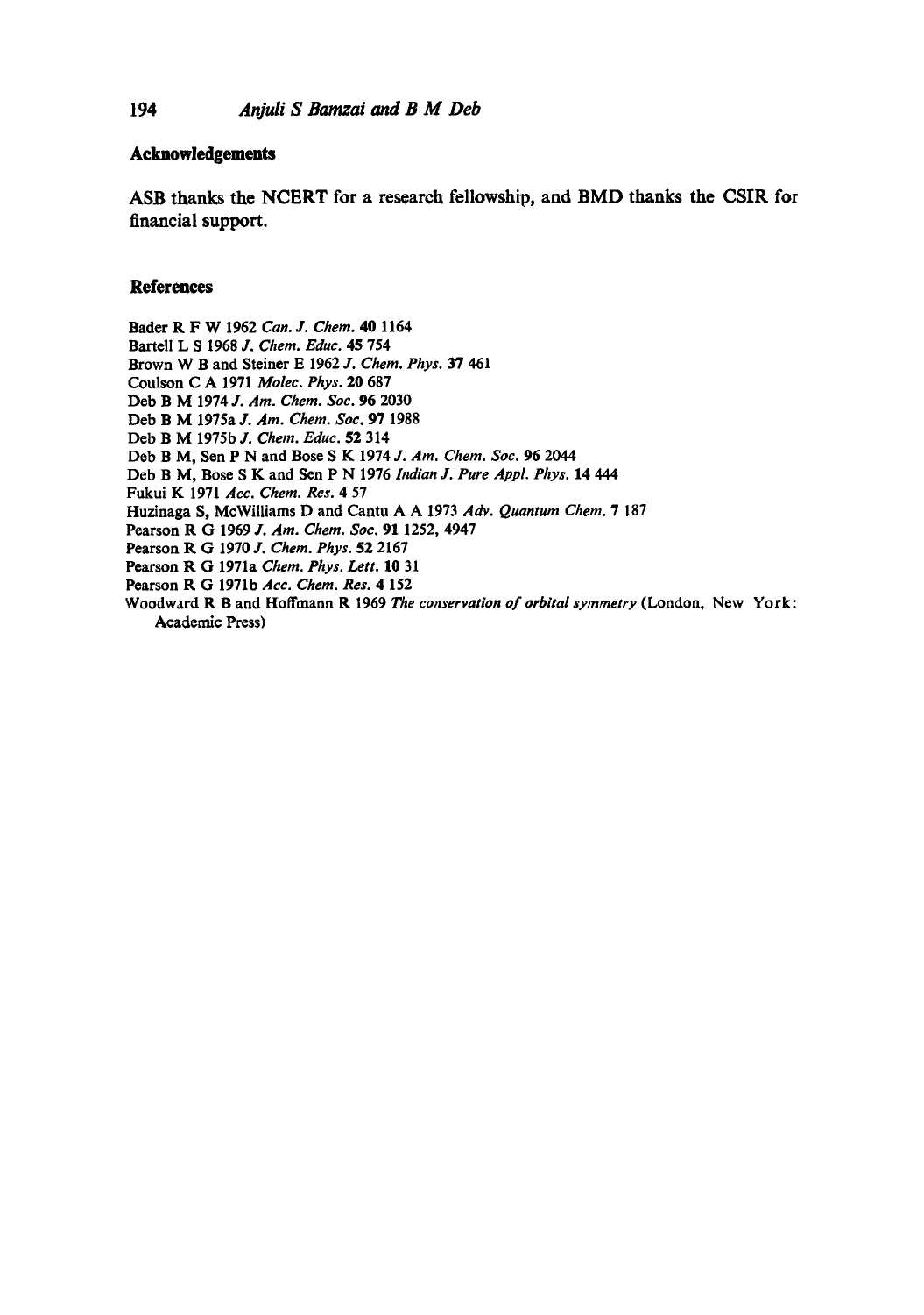## Acknowledgements

ASB thanks the NCERT for a research fellowship, and BMD thanks the CSIR for financial support.

## References

Bader R F W 1962 *Can. J. Chem.* **40** 1164

Bartell L S 1968 *J. Chem. Educ.* **45** 754

Brown W B and Steiner E 1962 *J. Chem. Phys.* **37** 461

Coulson C A 1971 *Molec. Phys.* **20** 687

Deb B M 1974 *J. Am. Chem. Soc.* **96** 2030

Deb B M 1975a *J. Am. Chem. Soc.* **97** 1988

Deb B M 1975b *J. Chem. Educ.* **52** 314

Deb B M, Sen P N and Bose S K 1974 *J. Am. Chem. Soc.* **96** 2044

Deb B M, Bose S K and Sen P N 1976 *Indian J. Pure Appl. Phys.* **14** 444

Fukui K 1971 *Acc. Chem. Res.* **4** 57

Huzinaga S, McWilliams D and Cantu A A 1973 *Adv. Quantum Chem.* **7** 187

Pearson R G 1969 *J. Am. Chem. Soc.* **91** 1252, 4947

Pearson R G 1970 *J. Chem. Phys.* **52** 2167

Pearson R G 1971a *Chem. Phys. Lett.* **10** 31

Pearson R G 1971b *Acc. Chem. Res.* **4** 152

Woodward R B and Hoffmann R 1969 *The conservation of orbital symmetry* (London, New York: Academic Press)